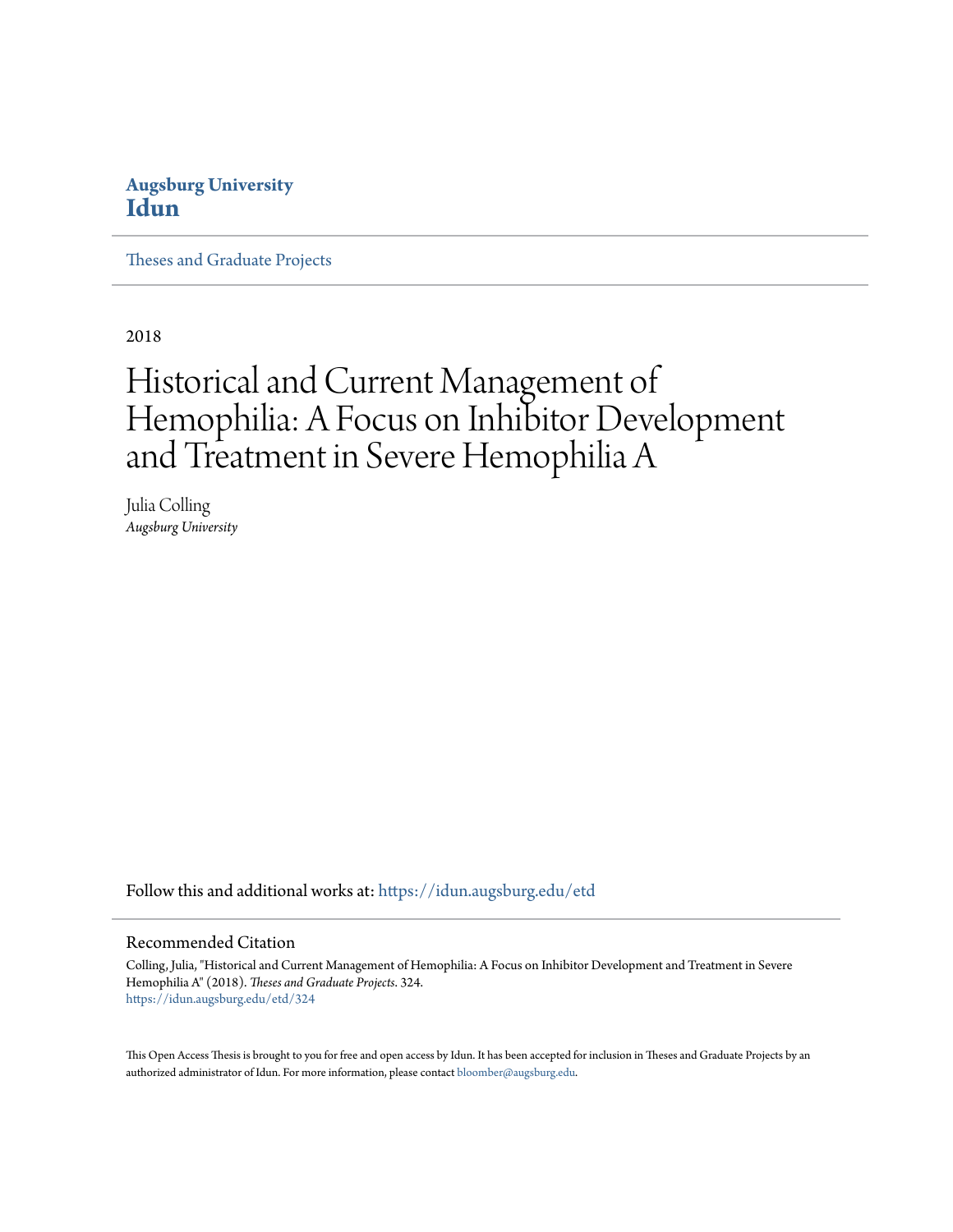**Augsburg University**
**Idun**

Theses and Graduate Projects

2018

# Historical and Current Management of Hemophilia: A Focus on Inhibitor Development and Treatment in Severe Hemophilia A

Julia Colling
*Augsburg University*

Follow this and additional works at: https://idun.augsburg.edu/etd

## Recommended Citation

Colling, Julia, "Historical and Current Management of Hemophilia: A Focus on Inhibitor Development and Treatment in Severe Hemophilia A" (2018). *Theses and Graduate Projects*. 324.
https://idun.augsburg.edu/etd/324

This Open Access Thesis is brought to you for free and open access by Idun. It has been accepted for inclusion in Theses and Graduate Projects by an authorized administrator of Idun. For more information, please contact bloomber@augsburg.edu.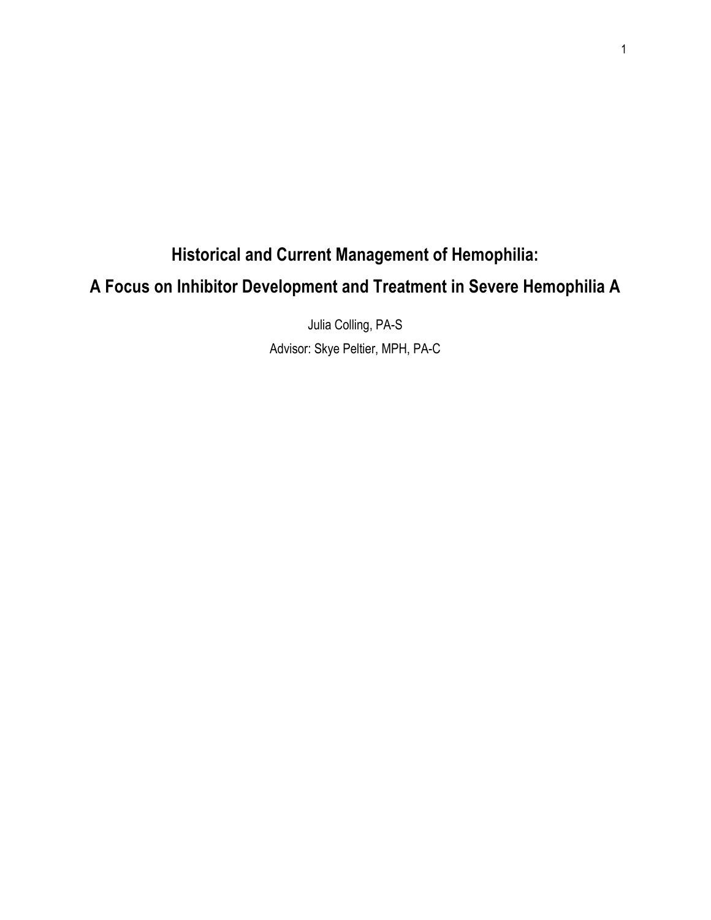# Historical and Current Management of Hemophilia:

# A Focus on Inhibitor Development and Treatment in Severe Hemophilia A

Julia Colling, PA-S

Advisor: Skye Peltier, MPH, PA-C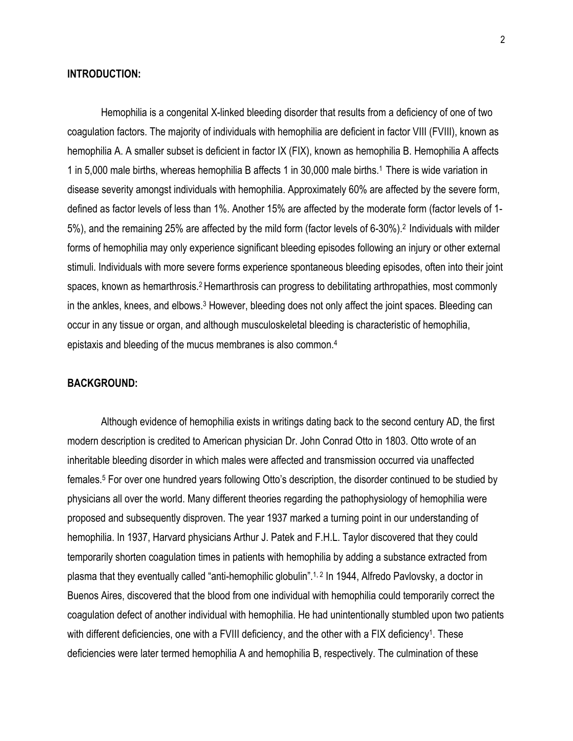**INTRODUCTION:**

Hemophilia is a congenital X-linked bleeding disorder that results from a deficiency of one of two coagulation factors. The majority of individuals with hemophilia are deficient in factor VIII (FVIII), known as hemophilia A. A smaller subset is deficient in factor IX (FIX), known as hemophilia B. Hemophilia A affects 1 in 5,000 male births, whereas hemophilia B affects 1 in 30,000 male births.[1] There is wide variation in disease severity amongst individuals with hemophilia. Approximately 60% are affected by the severe form, defined as factor levels of less than 1%. Another 15% are affected by the moderate form (factor levels of 1-5%), and the remaining 25% are affected by the mild form (factor levels of 6-30%).[2] Individuals with milder forms of hemophilia may only experience significant bleeding episodes following an injury or other external stimuli. Individuals with more severe forms experience spontaneous bleeding episodes, often into their joint spaces, known as hemarthrosis.[2] Hemarthrosis can progress to debilitating arthropathies, most commonly in the ankles, knees, and elbows.[3] However, bleeding does not only affect the joint spaces. Bleeding can occur in any tissue or organ, and although musculoskeletal bleeding is characteristic of hemophilia, epistaxis and bleeding of the mucus membranes is also common.[4]

**BACKGROUND:**

Although evidence of hemophilia exists in writings dating back to the second century AD, the first modern description is credited to American physician Dr. John Conrad Otto in 1803. Otto wrote of an inheritable bleeding disorder in which males were affected and transmission occurred via unaffected females.[5] For over one hundred years following Otto's description, the disorder continued to be studied by physicians all over the world. Many different theories regarding the pathophysiology of hemophilia were proposed and subsequently disproven. The year 1937 marked a turning point in our understanding of hemophilia. In 1937, Harvard physicians Arthur J. Patek and F.H.L. Taylor discovered that they could temporarily shorten coagulation times in patients with hemophilia by adding a substance extracted from plasma that they eventually called "anti-hemophilic globulin".[1, 2] In 1944, Alfredo Pavlovsky, a doctor in Buenos Aires, discovered that the blood from one individual with hemophilia could temporarily correct the coagulation defect of another individual with hemophilia. He had unintentionally stumbled upon two patients with different deficiencies, one with a FVIII deficiency, and the other with a FIX deficiency[1]. These deficiencies were later termed hemophilia A and hemophilia B, respectively. The culmination of these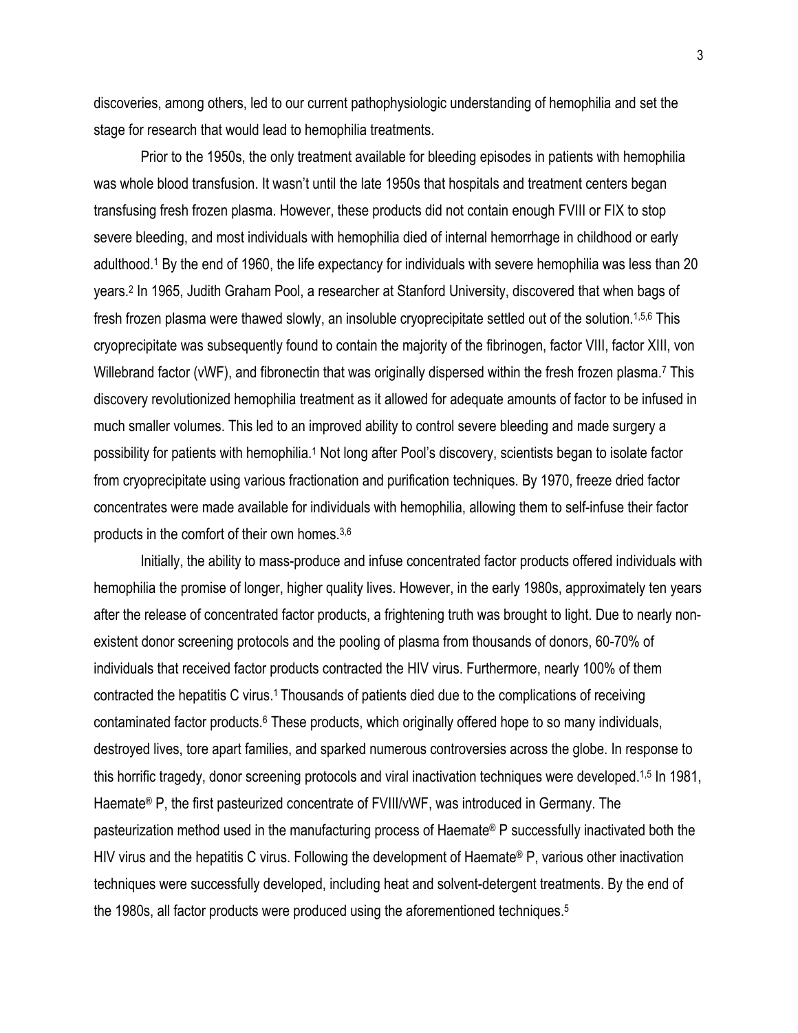discoveries, among others, led to our current pathophysiologic understanding of hemophilia and set the stage for research that would lead to hemophilia treatments.

Prior to the 1950s, the only treatment available for bleeding episodes in patients with hemophilia was whole blood transfusion. It wasn't until the late 1950s that hospitals and treatment centers began transfusing fresh frozen plasma. However, these products did not contain enough FVIII or FIX to stop severe bleeding, and most individuals with hemophilia died of internal hemorrhage in childhood or early adulthood.[1] By the end of 1960, the life expectancy for individuals with severe hemophilia was less than 20 years.[2] In 1965, Judith Graham Pool, a researcher at Stanford University, discovered that when bags of fresh frozen plasma were thawed slowly, an insoluble cryoprecipitate settled out of the solution.[1,5,6] This cryoprecipitate was subsequently found to contain the majority of the fibrinogen, factor VIII, factor XIII, von Willebrand factor (vWF), and fibronectin that was originally dispersed within the fresh frozen plasma.[7] This discovery revolutionized hemophilia treatment as it allowed for adequate amounts of factor to be infused in much smaller volumes. This led to an improved ability to control severe bleeding and made surgery a possibility for patients with hemophilia.[1] Not long after Pool's discovery, scientists began to isolate factor from cryoprecipitate using various fractionation and purification techniques. By 1970, freeze dried factor concentrates were made available for individuals with hemophilia, allowing them to self-infuse their factor products in the comfort of their own homes.[3,6]

Initially, the ability to mass-produce and infuse concentrated factor products offered individuals with hemophilia the promise of longer, higher quality lives. However, in the early 1980s, approximately ten years after the release of concentrated factor products, a frightening truth was brought to light. Due to nearly non-existent donor screening protocols and the pooling of plasma from thousands of donors, 60-70% of individuals that received factor products contracted the HIV virus. Furthermore, nearly 100% of them contracted the hepatitis C virus.[1] Thousands of patients died due to the complications of receiving contaminated factor products.[6] These products, which originally offered hope to so many individuals, destroyed lives, tore apart families, and sparked numerous controversies across the globe. In response to this horrific tragedy, donor screening protocols and viral inactivation techniques were developed.[1,5] In 1981, Haemate® P, the first pasteurized concentrate of FVIII/vWF, was introduced in Germany. The pasteurization method used in the manufacturing process of Haemate® P successfully inactivated both the HIV virus and the hepatitis C virus. Following the development of Haemate® P, various other inactivation techniques were successfully developed, including heat and solvent-detergent treatments. By the end of the 1980s, all factor products were produced using the aforementioned techniques.[5]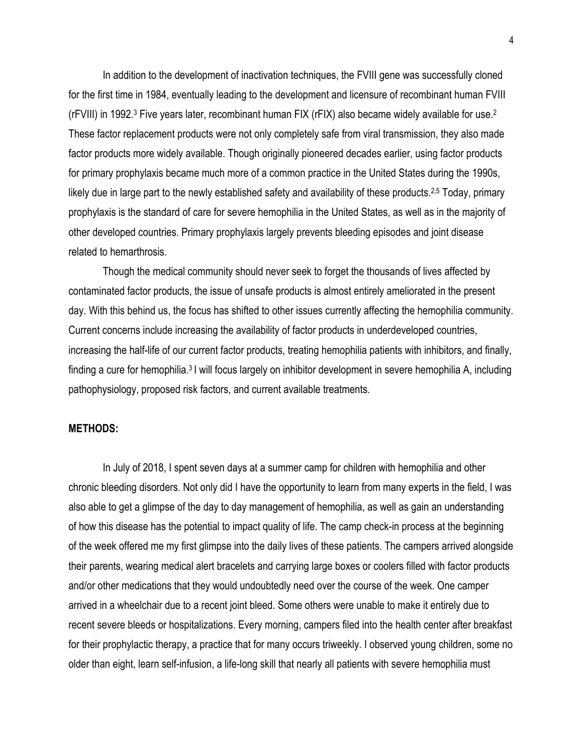In addition to the development of inactivation techniques, the FVIII gene was successfully cloned for the first time in 1984, eventually leading to the development and licensure of recombinant human FVIII (rFVIII) in 1992.[3] Five years later, recombinant human FIX (rFIX) also became widely available for use.[2] These factor replacement products were not only completely safe from viral transmission, they also made factor products more widely available. Though originally pioneered decades earlier, using factor products for primary prophylaxis became much more of a common practice in the United States during the 1990s, likely due in large part to the newly established safety and availability of these products.[2,5] Today, primary prophylaxis is the standard of care for severe hemophilia in the United States, as well as in the majority of other developed countries. Primary prophylaxis largely prevents bleeding episodes and joint disease related to hemarthrosis.

Though the medical community should never seek to forget the thousands of lives affected by contaminated factor products, the issue of unsafe products is almost entirely ameliorated in the present day. With this behind us, the focus has shifted to other issues currently affecting the hemophilia community. Current concerns include increasing the availability of factor products in underdeveloped countries, increasing the half-life of our current factor products, treating hemophilia patients with inhibitors, and finally, finding a cure for hemophilia.[3] I will focus largely on inhibitor development in severe hemophilia A, including pathophysiology, proposed risk factors, and current available treatments.

**METHODS:**

In July of 2018, I spent seven days at a summer camp for children with hemophilia and other chronic bleeding disorders. Not only did I have the opportunity to learn from many experts in the field, I was also able to get a glimpse of the day to day management of hemophilia, as well as gain an understanding of how this disease has the potential to impact quality of life. The camp check-in process at the beginning of the week offered me my first glimpse into the daily lives of these patients. The campers arrived alongside their parents, wearing medical alert bracelets and carrying large boxes or coolers filled with factor products and/or other medications that they would undoubtedly need over the course of the week. One camper arrived in a wheelchair due to a recent joint bleed. Some others were unable to make it entirely due to recent severe bleeds or hospitalizations. Every morning, campers filed into the health center after breakfast for their prophylactic therapy, a practice that for many occurs triweekly. I observed young children, some no older than eight, learn self-infusion, a life-long skill that nearly all patients with severe hemophilia must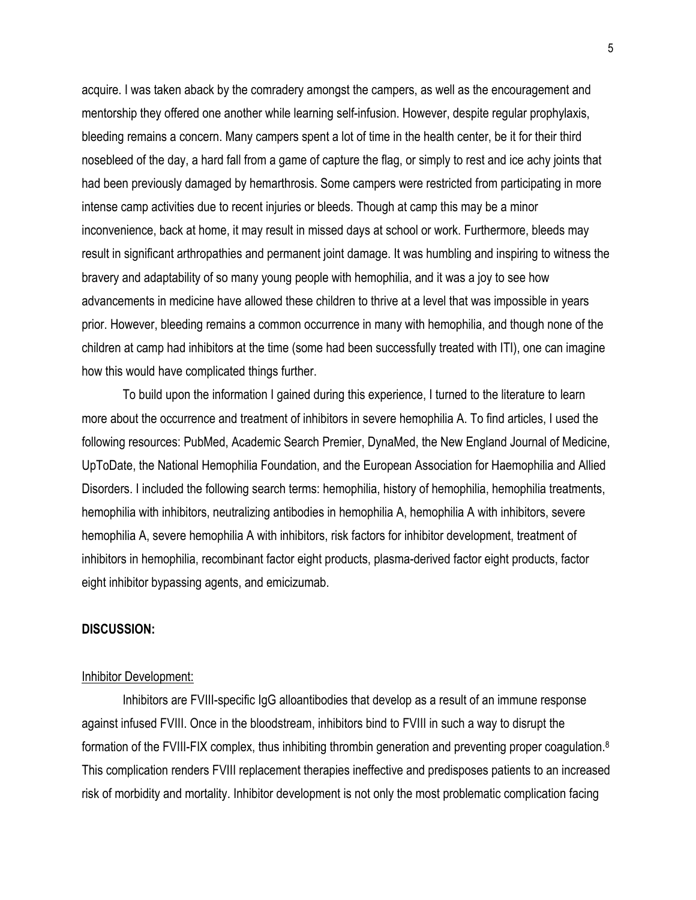acquire. I was taken aback by the comradery amongst the campers, as well as the encouragement and mentorship they offered one another while learning self-infusion. However, despite regular prophylaxis, bleeding remains a concern. Many campers spent a lot of time in the health center, be it for their third nosebleed of the day, a hard fall from a game of capture the flag, or simply to rest and ice achy joints that had been previously damaged by hemarthrosis. Some campers were restricted from participating in more intense camp activities due to recent injuries or bleeds. Though at camp this may be a minor inconvenience, back at home, it may result in missed days at school or work. Furthermore, bleeds may result in significant arthropathies and permanent joint damage. It was humbling and inspiring to witness the bravery and adaptability of so many young people with hemophilia, and it was a joy to see how advancements in medicine have allowed these children to thrive at a level that was impossible in years prior. However, bleeding remains a common occurrence in many with hemophilia, and though none of the children at camp had inhibitors at the time (some had been successfully treated with ITI), one can imagine how this would have complicated things further.

To build upon the information I gained during this experience, I turned to the literature to learn more about the occurrence and treatment of inhibitors in severe hemophilia A. To find articles, I used the following resources: PubMed, Academic Search Premier, DynaMed, the New England Journal of Medicine, UpToDate, the National Hemophilia Foundation, and the European Association for Haemophilia and Allied Disorders. I included the following search terms: hemophilia, history of hemophilia, hemophilia treatments, hemophilia with inhibitors, neutralizing antibodies in hemophilia A, hemophilia A with inhibitors, severe hemophilia A, severe hemophilia A with inhibitors, risk factors for inhibitor development, treatment of inhibitors in hemophilia, recombinant factor eight products, plasma-derived factor eight products, factor eight inhibitor bypassing agents, and emicizumab.

## DISCUSSION:

### Inhibitor Development:

Inhibitors are FVIII-specific IgG alloantibodies that develop as a result of an immune response against infused FVIII. Once in the bloodstream, inhibitors bind to FVIII in such a way to disrupt the formation of the FVIII-FIX complex, thus inhibiting thrombin generation and preventing proper coagulation.[8] This complication renders FVIII replacement therapies ineffective and predisposes patients to an increased risk of morbidity and mortality. Inhibitor development is not only the most problematic complication facing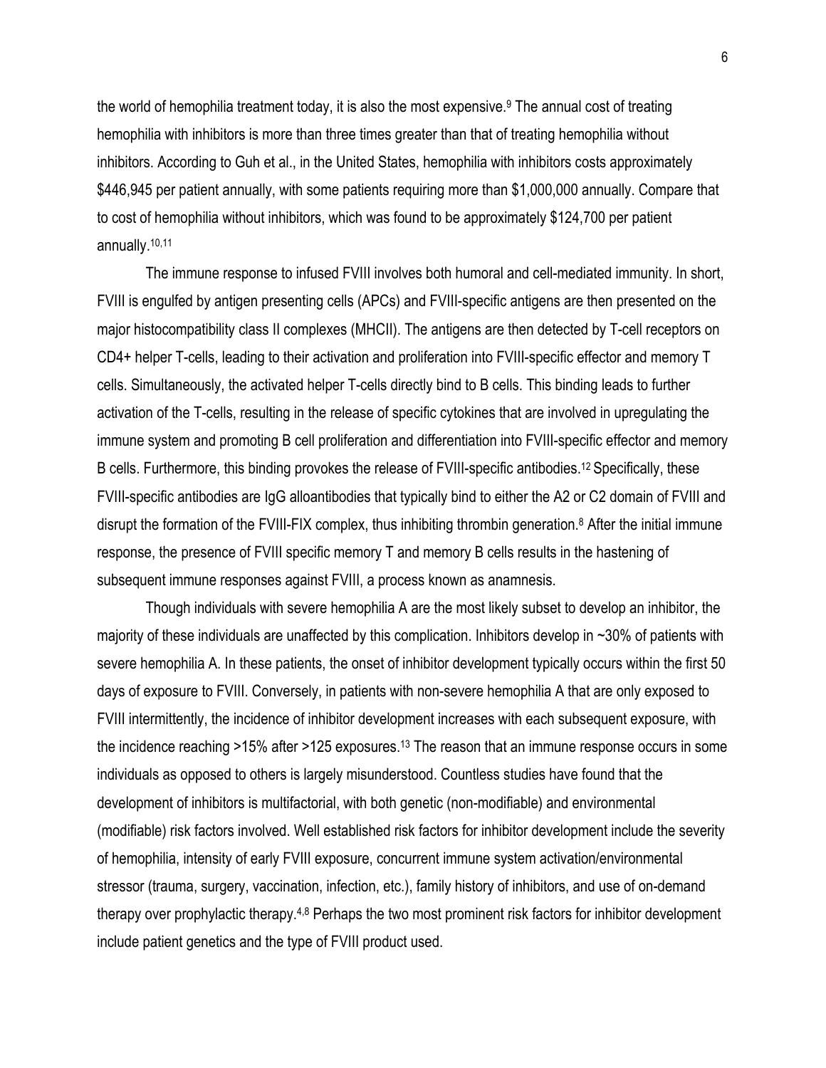the world of hemophilia treatment today, it is also the most expensive.[9] The annual cost of treating hemophilia with inhibitors is more than three times greater than that of treating hemophilia without inhibitors. According to Guh et al., in the United States, hemophilia with inhibitors costs approximately $446,945 per patient annually, with some patients requiring more than $1,000,000 annually. Compare that to cost of hemophilia without inhibitors, which was found to be approximately $124,700 per patient annually.[10,11]

The immune response to infused FVIII involves both humoral and cell-mediated immunity. In short, FVIII is engulfed by antigen presenting cells (APCs) and FVIII-specific antigens are then presented on the major histocompatibility class II complexes (MHCII). The antigens are then detected by T-cell receptors on CD4+ helper T-cells, leading to their activation and proliferation into FVIII-specific effector and memory T cells. Simultaneously, the activated helper T-cells directly bind to B cells. This binding leads to further activation of the T-cells, resulting in the release of specific cytokines that are involved in upregulating the immune system and promoting B cell proliferation and differentiation into FVIII-specific effector and memory B cells. Furthermore, this binding provokes the release of FVIII-specific antibodies.[12] Specifically, these FVIII-specific antibodies are IgG alloantibodies that typically bind to either the A2 or C2 domain of FVIII and disrupt the formation of the FVIII-FIX complex, thus inhibiting thrombin generation.[8] After the initial immune response, the presence of FVIII specific memory T and memory B cells results in the hastening of subsequent immune responses against FVIII, a process known as anamnesis.

Though individuals with severe hemophilia A are the most likely subset to develop an inhibitor, the majority of these individuals are unaffected by this complication. Inhibitors develop in ~30% of patients with severe hemophilia A. In these patients, the onset of inhibitor development typically occurs within the first 50 days of exposure to FVIII. Conversely, in patients with non-severe hemophilia A that are only exposed to FVIII intermittently, the incidence of inhibitor development increases with each subsequent exposure, with the incidence reaching >15% after >125 exposures.[13] The reason that an immune response occurs in some individuals as opposed to others is largely misunderstood. Countless studies have found that the development of inhibitors is multifactorial, with both genetic (non-modifiable) and environmental (modifiable) risk factors involved. Well established risk factors for inhibitor development include the severity of hemophilia, intensity of early FVIII exposure, concurrent immune system activation/environmental stressor (trauma, surgery, vaccination, infection, etc.), family history of inhibitors, and use of on-demand therapy over prophylactic therapy.[4,8] Perhaps the two most prominent risk factors for inhibitor development include patient genetics and the type of FVIII product used.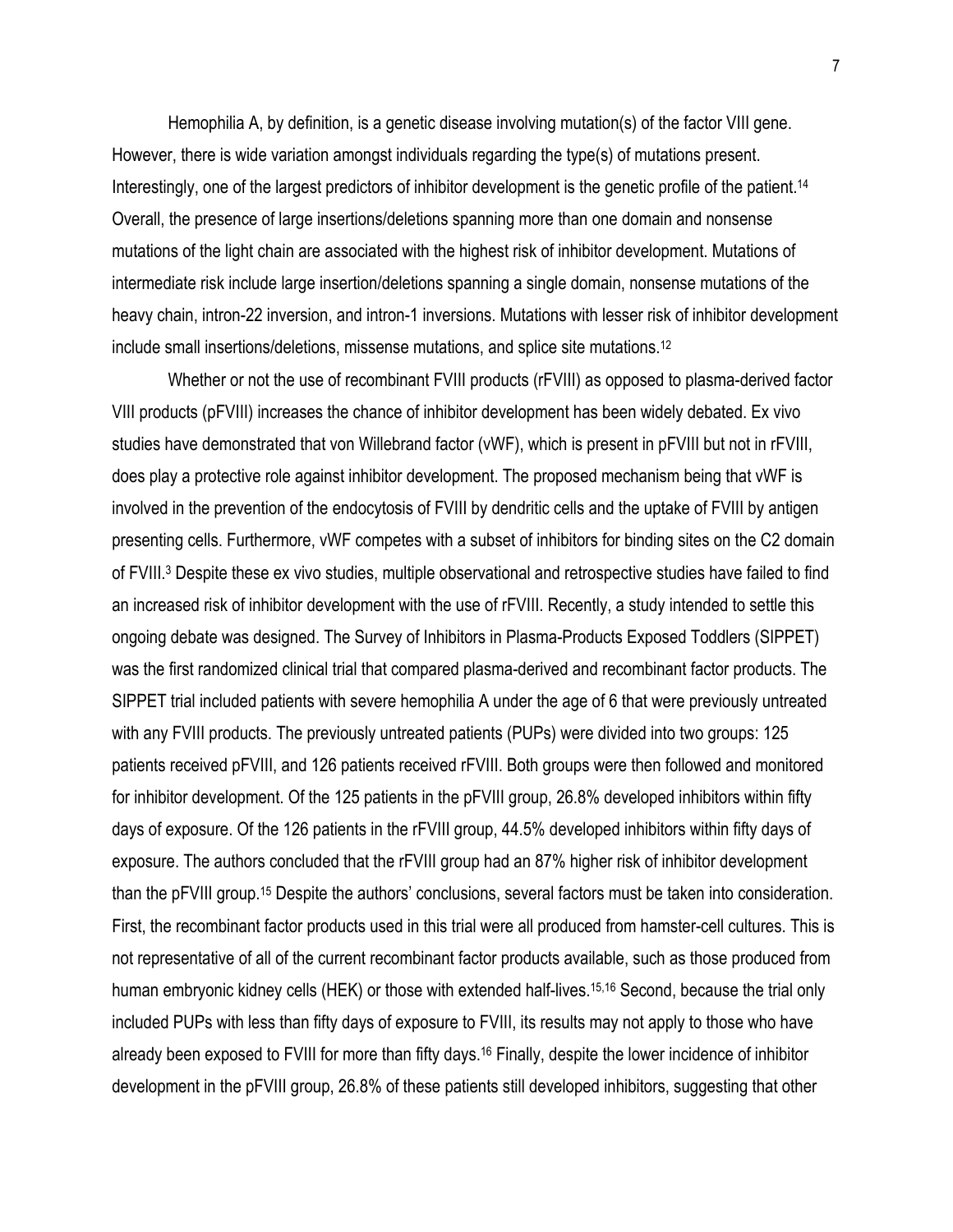Hemophilia A, by definition, is a genetic disease involving mutation(s) of the factor VIII gene. However, there is wide variation amongst individuals regarding the type(s) of mutations present. Interestingly, one of the largest predictors of inhibitor development is the genetic profile of the patient.[14] Overall, the presence of large insertions/deletions spanning more than one domain and nonsense mutations of the light chain are associated with the highest risk of inhibitor development. Mutations of intermediate risk include large insertion/deletions spanning a single domain, nonsense mutations of the heavy chain, intron-22 inversion, and intron-1 inversions. Mutations with lesser risk of inhibitor development include small insertions/deletions, missense mutations, and splice site mutations.[12]

Whether or not the use of recombinant FVIII products (rFVIII) as opposed to plasma-derived factor VIII products (pFVIII) increases the chance of inhibitor development has been widely debated. Ex vivo studies have demonstrated that von Willebrand factor (vWF), which is present in pFVIII but not in rFVIII, does play a protective role against inhibitor development. The proposed mechanism being that vWF is involved in the prevention of the endocytosis of FVIII by dendritic cells and the uptake of FVIII by antigen presenting cells. Furthermore, vWF competes with a subset of inhibitors for binding sites on the C2 domain of FVIII.[3] Despite these ex vivo studies, multiple observational and retrospective studies have failed to find an increased risk of inhibitor development with the use of rFVIII. Recently, a study intended to settle this ongoing debate was designed. The Survey of Inhibitors in Plasma-Products Exposed Toddlers (SIPPET) was the first randomized clinical trial that compared plasma-derived and recombinant factor products. The SIPPET trial included patients with severe hemophilia A under the age of 6 that were previously untreated with any FVIII products. The previously untreated patients (PUPs) were divided into two groups: 125 patients received pFVIII, and 126 patients received rFVIII. Both groups were then followed and monitored for inhibitor development. Of the 125 patients in the pFVIII group, 26.8% developed inhibitors within fifty days of exposure. Of the 126 patients in the rFVIII group, 44.5% developed inhibitors within fifty days of exposure. The authors concluded that the rFVIII group had an 87% higher risk of inhibitor development than the pFVIII group.[15] Despite the authors' conclusions, several factors must be taken into consideration. First, the recombinant factor products used in this trial were all produced from hamster-cell cultures. This is not representative of all of the current recombinant factor products available, such as those produced from human embryonic kidney cells (HEK) or those with extended half-lives.[15,16] Second, because the trial only included PUPs with less than fifty days of exposure to FVIII, its results may not apply to those who have already been exposed to FVIII for more than fifty days.[16] Finally, despite the lower incidence of inhibitor development in the pFVIII group, 26.8% of these patients still developed inhibitors, suggesting that other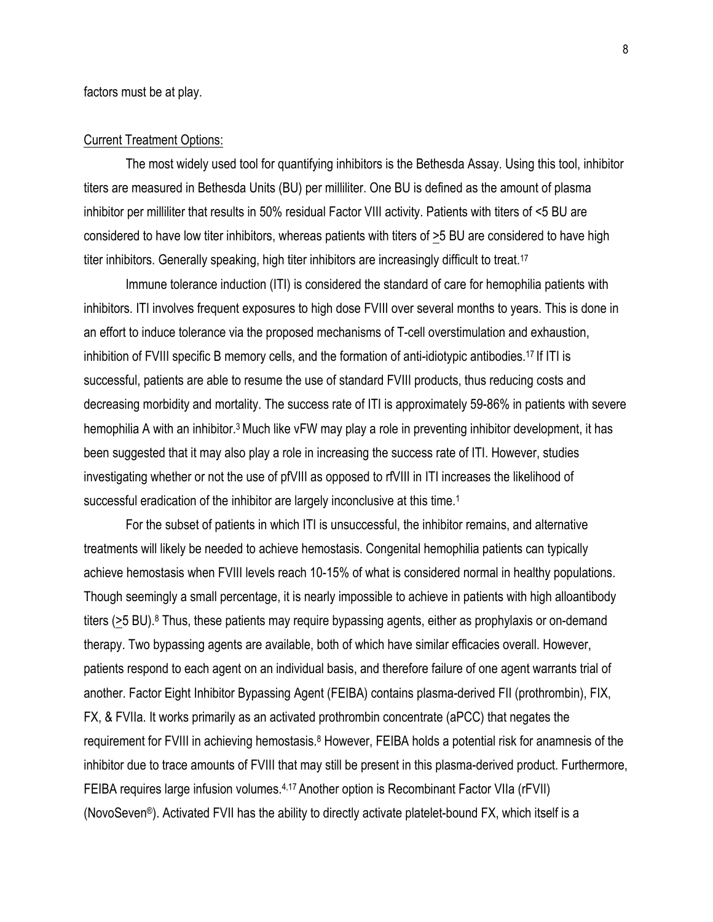factors must be at play.

Current Treatment Options:

The most widely used tool for quantifying inhibitors is the Bethesda Assay. Using this tool, inhibitor titers are measured in Bethesda Units (BU) per milliliter. One BU is defined as the amount of plasma inhibitor per milliliter that results in 50% residual Factor VIII activity. Patients with titers of <5 BU are considered to have low titer inhibitors, whereas patients with titers of ≥5 BU are considered to have high titer inhibitors. Generally speaking, high titer inhibitors are increasingly difficult to treat.[17]

Immune tolerance induction (ITI) is considered the standard of care for hemophilia patients with inhibitors. ITI involves frequent exposures to high dose FVIII over several months to years. This is done in an effort to induce tolerance via the proposed mechanisms of T-cell overstimulation and exhaustion, inhibition of FVIII specific B memory cells, and the formation of anti-idiotypic antibodies.[17] If ITI is successful, patients are able to resume the use of standard FVIII products, thus reducing costs and decreasing morbidity and mortality. The success rate of ITI is approximately 59-86% in patients with severe hemophilia A with an inhibitor.[3] Much like vFW may play a role in preventing inhibitor development, it has been suggested that it may also play a role in increasing the success rate of ITI. However, studies investigating whether or not the use of pfVIII as opposed to rfVIII in ITI increases the likelihood of successful eradication of the inhibitor are largely inconclusive at this time.[1]

For the subset of patients in which ITI is unsuccessful, the inhibitor remains, and alternative treatments will likely be needed to achieve hemostasis. Congenital hemophilia patients can typically achieve hemostasis when FVIII levels reach 10-15% of what is considered normal in healthy populations. Though seemingly a small percentage, it is nearly impossible to achieve in patients with high alloantibody titers (≥5 BU).[8] Thus, these patients may require bypassing agents, either as prophylaxis or on-demand therapy. Two bypassing agents are available, both of which have similar efficacies overall. However, patients respond to each agent on an individual basis, and therefore failure of one agent warrants trial of another. Factor Eight Inhibitor Bypassing Agent (FEIBA) contains plasma-derived FII (prothrombin), FIX, FX, & FVIIa. It works primarily as an activated prothrombin concentrate (aPCC) that negates the requirement for FVIII in achieving hemostasis.[8] However, FEIBA holds a potential risk for anamnesis of the inhibitor due to trace amounts of FVIII that may still be present in this plasma-derived product. Furthermore, FEIBA requires large infusion volumes.[4,17] Another option is Recombinant Factor VIIa (rFVII) (NovoSeven®). Activated FVII has the ability to directly activate platelet-bound FX, which itself is a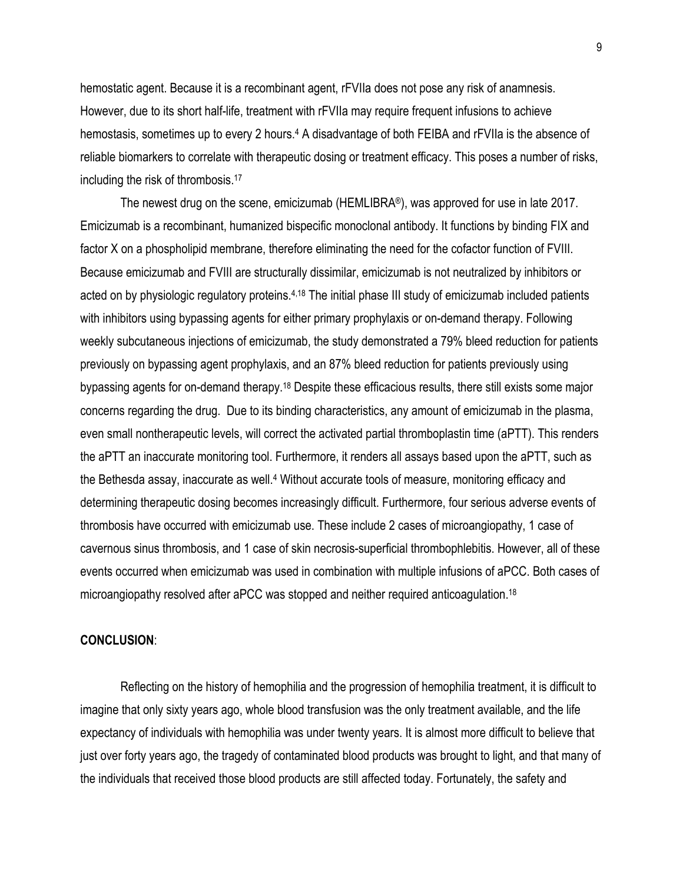hemostatic agent. Because it is a recombinant agent, rFVIIa does not pose any risk of anamnesis. However, due to its short half-life, treatment with rFVIIa may require frequent infusions to achieve hemostasis, sometimes up to every 2 hours.[4] A disadvantage of both FEIBA and rFVIIa is the absence of reliable biomarkers to correlate with therapeutic dosing or treatment efficacy. This poses a number of risks, including the risk of thrombosis.[17]

The newest drug on the scene, emicizumab (HEMLIBRA®), was approved for use in late 2017. Emicizumab is a recombinant, humanized bispecific monoclonal antibody. It functions by binding FIX and factor X on a phospholipid membrane, therefore eliminating the need for the cofactor function of FVIII. Because emicizumab and FVIII are structurally dissimilar, emicizumab is not neutralized by inhibitors or acted on by physiologic regulatory proteins.[4,18] The initial phase III study of emicizumab included patients with inhibitors using bypassing agents for either primary prophylaxis or on-demand therapy. Following weekly subcutaneous injections of emicizumab, the study demonstrated a 79% bleed reduction for patients previously on bypassing agent prophylaxis, and an 87% bleed reduction for patients previously using bypassing agents for on-demand therapy.[18] Despite these efficacious results, there still exists some major concerns regarding the drug. Due to its binding characteristics, any amount of emicizumab in the plasma, even small nontherapeutic levels, will correct the activated partial thromboplastin time (aPTT). This renders the aPTT an inaccurate monitoring tool. Furthermore, it renders all assays based upon the aPTT, such as the Bethesda assay, inaccurate as well.[4] Without accurate tools of measure, monitoring efficacy and determining therapeutic dosing becomes increasingly difficult. Furthermore, four serious adverse events of thrombosis have occurred with emicizumab use. These include 2 cases of microangiopathy, 1 case of cavernous sinus thrombosis, and 1 case of skin necrosis-superficial thrombophlebitis. However, all of these events occurred when emicizumab was used in combination with multiple infusions of aPCC. Both cases of microangiopathy resolved after aPCC was stopped and neither required anticoagulation.[18]

**CONCLUSION**:

Reflecting on the history of hemophilia and the progression of hemophilia treatment, it is difficult to imagine that only sixty years ago, whole blood transfusion was the only treatment available, and the life expectancy of individuals with hemophilia was under twenty years. It is almost more difficult to believe that just over forty years ago, the tragedy of contaminated blood products was brought to light, and that many of the individuals that received those blood products are still affected today. Fortunately, the safety and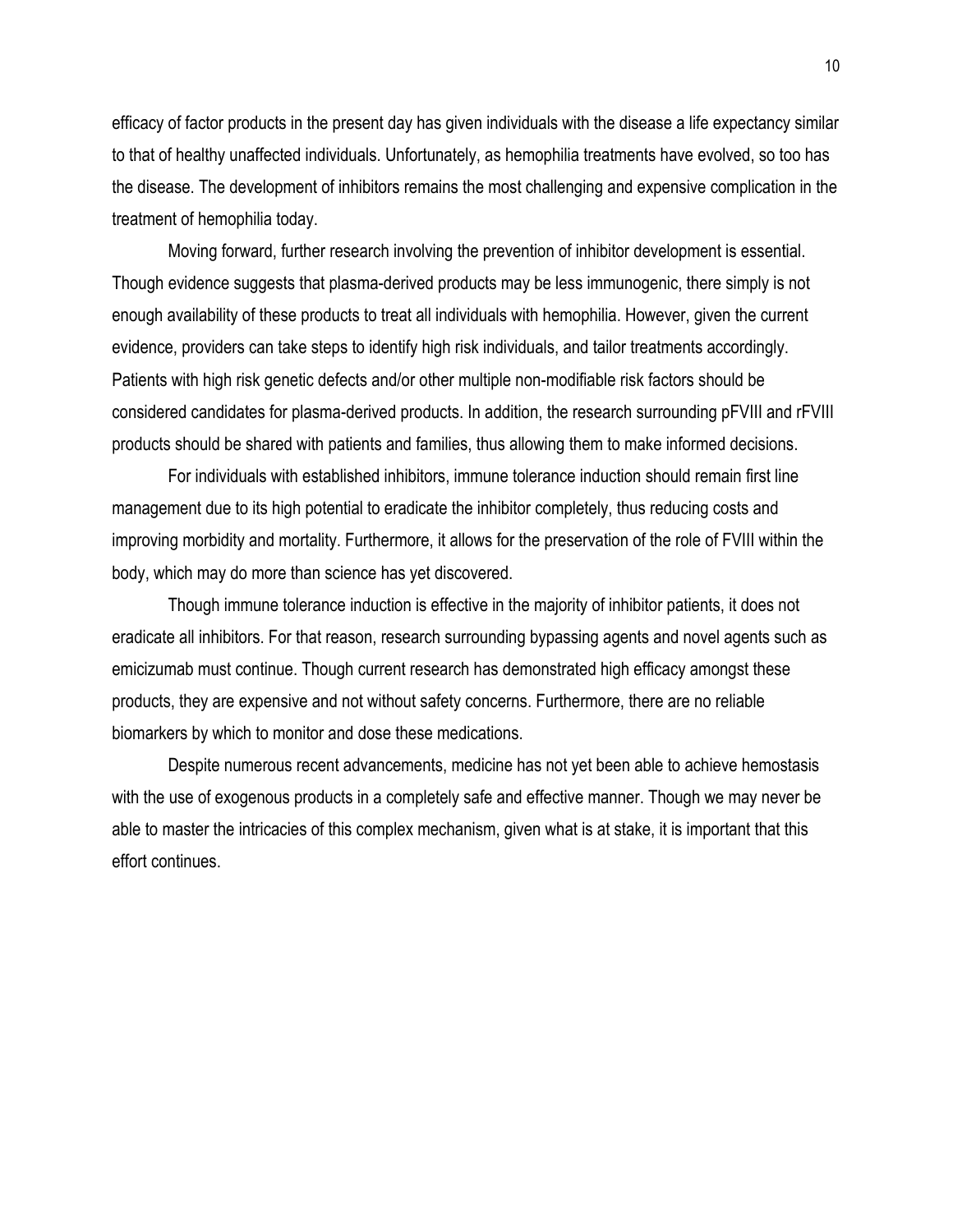efficacy of factor products in the present day has given individuals with the disease a life expectancy similar to that of healthy unaffected individuals. Unfortunately, as hemophilia treatments have evolved, so too has the disease. The development of inhibitors remains the most challenging and expensive complication in the treatment of hemophilia today.

Moving forward, further research involving the prevention of inhibitor development is essential. Though evidence suggests that plasma-derived products may be less immunogenic, there simply is not enough availability of these products to treat all individuals with hemophilia. However, given the current evidence, providers can take steps to identify high risk individuals, and tailor treatments accordingly. Patients with high risk genetic defects and/or other multiple non-modifiable risk factors should be considered candidates for plasma-derived products. In addition, the research surrounding pFVIII and rFVIII products should be shared with patients and families, thus allowing them to make informed decisions.

For individuals with established inhibitors, immune tolerance induction should remain first line management due to its high potential to eradicate the inhibitor completely, thus reducing costs and improving morbidity and mortality. Furthermore, it allows for the preservation of the role of FVIII within the body, which may do more than science has yet discovered.

Though immune tolerance induction is effective in the majority of inhibitor patients, it does not eradicate all inhibitors. For that reason, research surrounding bypassing agents and novel agents such as emicizumab must continue. Though current research has demonstrated high efficacy amongst these products, they are expensive and not without safety concerns. Furthermore, there are no reliable biomarkers by which to monitor and dose these medications.

Despite numerous recent advancements, medicine has not yet been able to achieve hemostasis with the use of exogenous products in a completely safe and effective manner. Though we may never be able to master the intricacies of this complex mechanism, given what is at stake, it is important that this effort continues.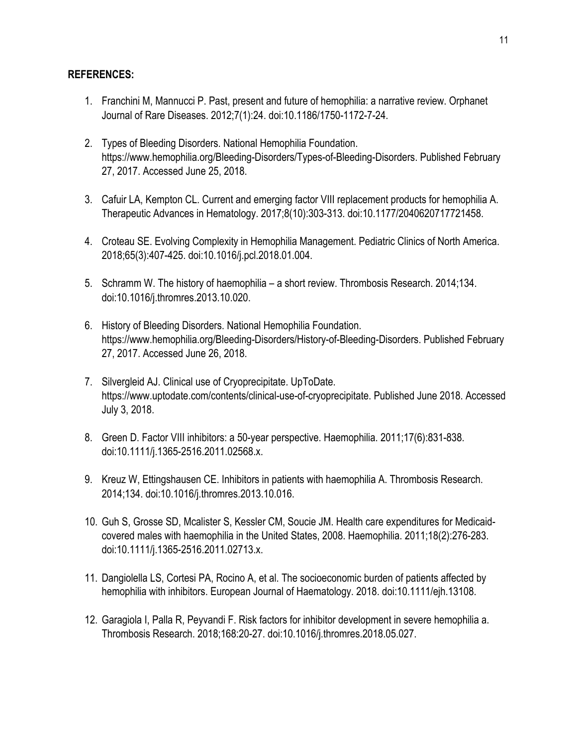**REFERENCES:**

1. Franchini M, Mannucci P. Past, present and future of hemophilia: a narrative review. Orphanet Journal of Rare Diseases. 2012;7(1):24. doi:10.1186/1750-1172-7-24.

2. Types of Bleeding Disorders. National Hemophilia Foundation. https://www.hemophilia.org/Bleeding-Disorders/Types-of-Bleeding-Disorders. Published February 27, 2017. Accessed June 25, 2018.

3. Cafuir LA, Kempton CL. Current and emerging factor VIII replacement products for hemophilia A. Therapeutic Advances in Hematology. 2017;8(10):303-313. doi:10.1177/2040620717721458.

4. Croteau SE. Evolving Complexity in Hemophilia Management. Pediatric Clinics of North America. 2018;65(3):407-425. doi:10.1016/j.pcl.2018.01.004.

5. Schramm W. The history of haemophilia – a short review. Thrombosis Research. 2014;134. doi:10.1016/j.thromres.2013.10.020.

6. History of Bleeding Disorders. National Hemophilia Foundation. https://www.hemophilia.org/Bleeding-Disorders/History-of-Bleeding-Disorders. Published February 27, 2017. Accessed June 26, 2018.

7. Silvergleid AJ. Clinical use of Cryoprecipitate. UpToDate. https://www.uptodate.com/contents/clinical-use-of-cryoprecipitate. Published June 2018. Accessed July 3, 2018.

8. Green D. Factor VIII inhibitors: a 50-year perspective. Haemophilia. 2011;17(6):831-838. doi:10.1111/j.1365-2516.2011.02568.x.

9. Kreuz W, Ettingshausen CE. Inhibitors in patients with haemophilia A. Thrombosis Research. 2014;134. doi:10.1016/j.thromres.2013.10.016.

10. Guh S, Grosse SD, Mcalister S, Kessler CM, Soucie JM. Health care expenditures for Medicaid-covered males with haemophilia in the United States, 2008. Haemophilia. 2011;18(2):276-283. doi:10.1111/j.1365-2516.2011.02713.x.

11. Dangiolella LS, Cortesi PA, Rocino A, et al. The socioeconomic burden of patients affected by hemophilia with inhibitors. European Journal of Haematology. 2018. doi:10.1111/ejh.13108.

12. Garagiola I, Palla R, Peyvandi F. Risk factors for inhibitor development in severe hemophilia a. Thrombosis Research. 2018;168:20-27. doi:10.1016/j.thromres.2018.05.027.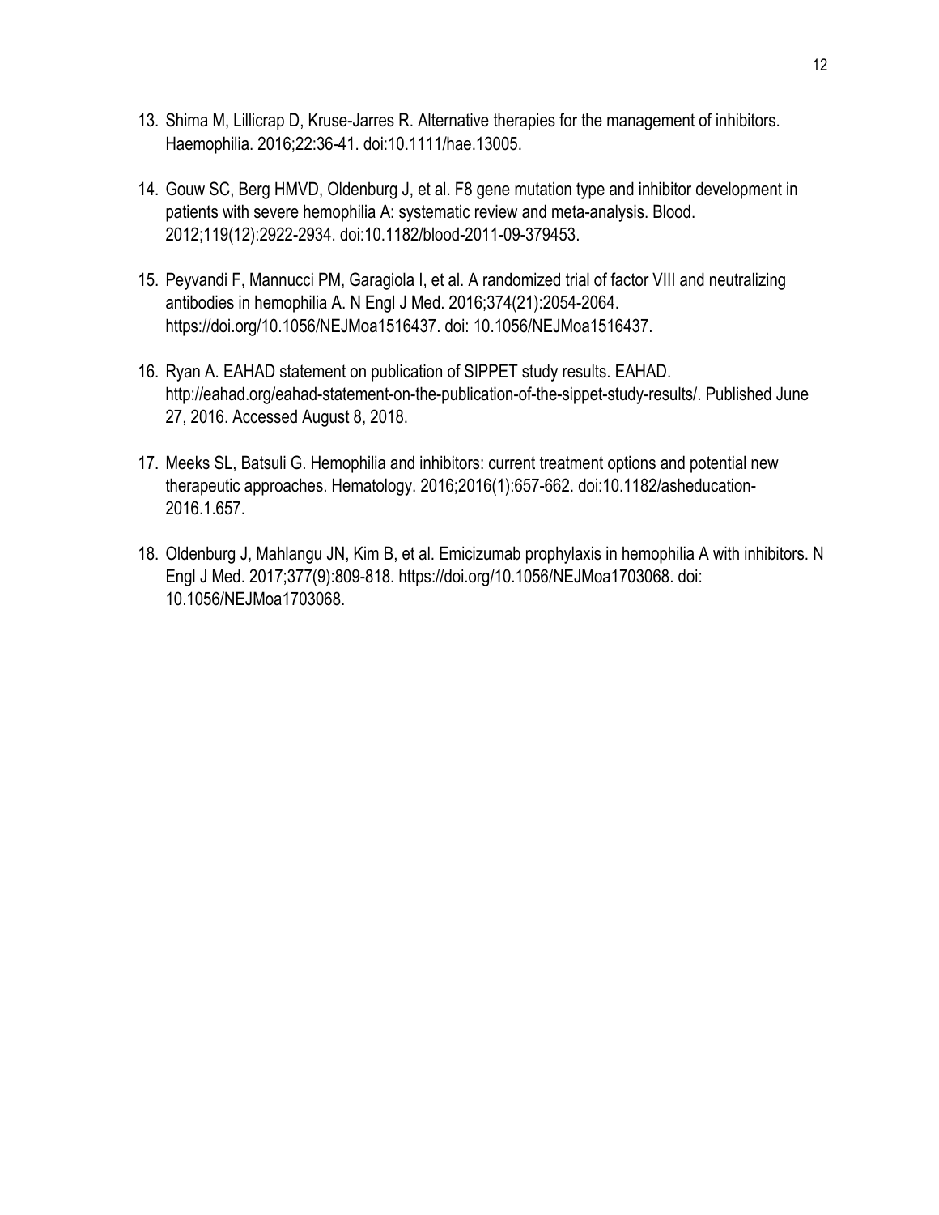13. Shima M, Lillicrap D, Kruse-Jarres R. Alternative therapies for the management of inhibitors. Haemophilia. 2016;22:36-41. doi:10.1111/hae.13005.

14. Gouw SC, Berg HMVD, Oldenburg J, et al. F8 gene mutation type and inhibitor development in patients with severe hemophilia A: systematic review and meta-analysis. Blood. 2012;119(12):2922-2934. doi:10.1182/blood-2011-09-379453.

15. Peyvandi F, Mannucci PM, Garagiola I, et al. A randomized trial of factor VIII and neutralizing antibodies in hemophilia A. N Engl J Med. 2016;374(21):2054-2064. https://doi.org/10.1056/NEJMoa1516437. doi: 10.1056/NEJMoa1516437.

16. Ryan A. EAHAD statement on publication of SIPPET study results. EAHAD. http://eahad.org/eahad-statement-on-the-publication-of-the-sippet-study-results/. Published June 27, 2016. Accessed August 8, 2018.

17. Meeks SL, Batsuli G. Hemophilia and inhibitors: current treatment options and potential new therapeutic approaches. Hematology. 2016;2016(1):657-662. doi:10.1182/asheducation-2016.1.657.

18. Oldenburg J, Mahlangu JN, Kim B, et al. Emicizumab prophylaxis in hemophilia A with inhibitors. N Engl J Med. 2017;377(9):809-818. https://doi.org/10.1056/NEJMoa1703068. doi: 10.1056/NEJMoa1703068.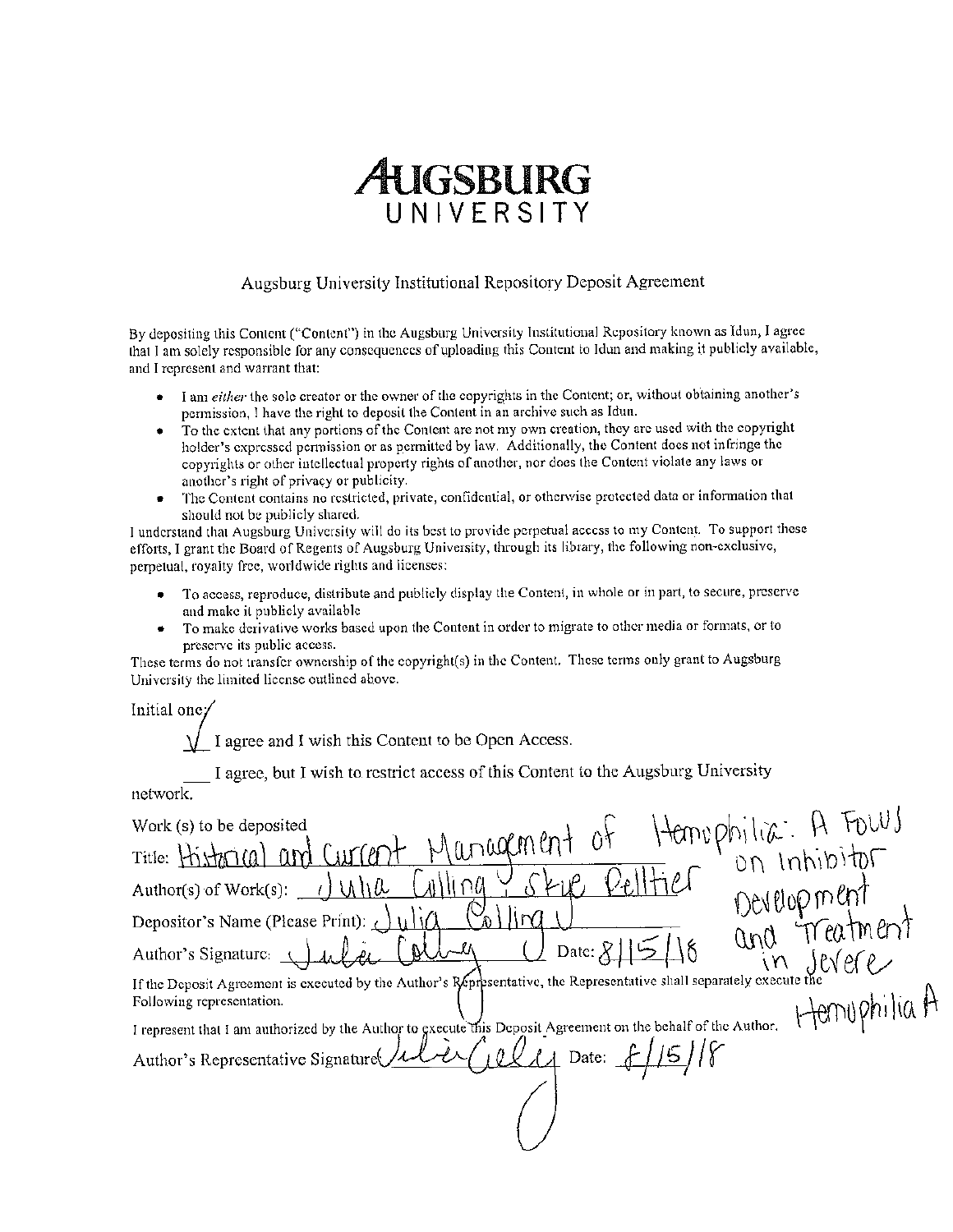# AUGSBURG UNIVERSITY

Augsburg University Institutional Repository Deposit Agreement

By depositing this Content ("Content") in the Augsburg University Institutional Repository known as Idun, I agree that I am solely responsible for any consequences of uploading this Content to Idun and making it publicly available, and I represent and warrant that:

- I am *either* the sole creator or the owner of the copyrights in the Content; or, without obtaining another's permission, I have the right to deposit the Content in an archive such as Idun.
- To the extent that any portions of the Content are not my own creation, they are used with the copyright holder's expressed permission or as permitted by law. Additionally, the Content does not infringe the copyrights or other intellectual property rights of another, nor does the Content violate any laws or another's right of privacy or publicity.
- The Content contains no restricted, private, confidential, or otherwise protected data or information that should not be publicly shared.

I understand that Augsburg University will do its best to provide perpetual access to my Content. To support these efforts, I grant the Board of Regents of Augsburg University, through its library, the following non-exclusive, perpetual, royalty free, worldwide rights and licenses:

- To access, reproduce, distribute and publicly display the Content, in whole or in part, to secure, preserve and make it publicly available
- To make derivative works based upon the Content in order to migrate to other media or formats, or to preserve its public access.

These terms do not transfer ownership of the copyright(s) in the Content. These terms only grant to Augsburg University the limited license outlined above.

Initial one:

✓ I agree and I wish this Content to be Open Access.

___ I agree, but I wish to restrict access of this Content to the Augsburg University network.

Work (s) to be deposited

Title: Historical and Current Management of Hemophilia: A Focus on Inhibitor Development and Treatment in Severe Hemophilia A

Author(s) of Work(s): Julia Colling & Skye Peltier

Depositor's Name (Please Print): Julia Colling

Author's Signature: Julia Colling Date: 8/15/18

If the Deposit Agreement is executed by the Author's Representative, the Representative shall separately execute the Following representation.

I represent that I am authorized by the Author to execute this Deposit Agreement on the behalf of the Author.

Author's Representative Signature: Julia Colling Date: 8/15/18